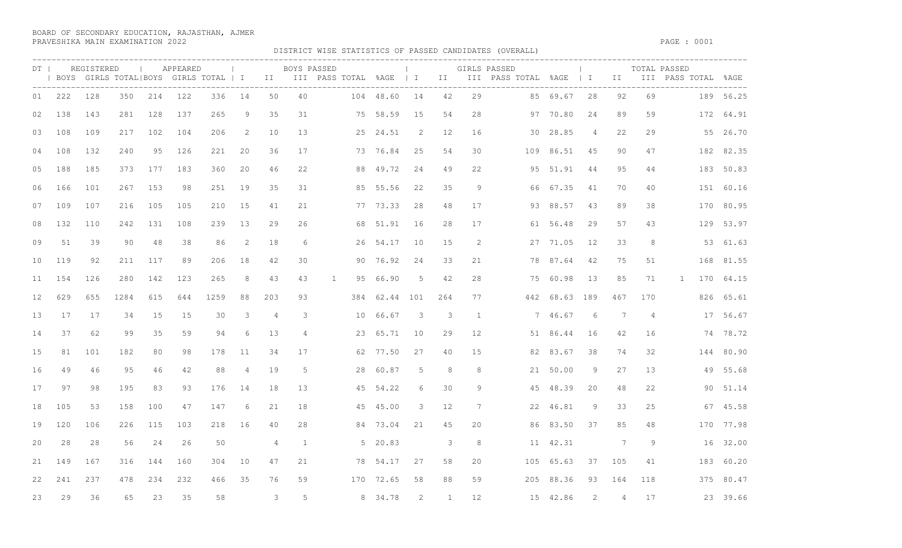BOARD OF SECONDARY EDUCATION, RAJASTHAN, AJMER
PRAVESHIKA MAIN EXAMINATION 2022

DISTRICT WISE STATISTICS OF PASSED CANDIDATES (OVERALL)

| DT | REGISTERED | | | APPEARED | | | BOYS PASSED | | | | | | GIRLS PASSED | | | | | | TOTAL PASSED | | | | | |
|---|---|---|---|---|---|---|---|---|---|---|---|---|---|---|---|---|---|---|---|---|---|---|---|---|
| | BOYS | GIRLS | TOTAL | BOYS | GIRLS | TOTAL | I | II | III | PASS | TOTAL | %AGE | I | II | III | PASS | TOTAL | %AGE | I | II | III | PASS | TOTAL | %AGE |
| 01 | 222 | 128 | 350 | 214 | 122 | 336 | 14 | 50 | 40 | | 104 | 48.60 | 14 | 42 | 29 | | 85 | 69.67 | 28 | 92 | 69 | | 189 | 56.25 |
| 02 | 138 | 143 | 281 | 128 | 137 | 265 | 9 | 35 | 31 | | 75 | 58.59 | 15 | 54 | 28 | | 97 | 70.80 | 24 | 89 | 59 | | 172 | 64.91 |
| 03 | 108 | 109 | 217 | 102 | 104 | 206 | 2 | 10 | 13 | | 25 | 24.51 | 2 | 12 | 16 | | 30 | 28.85 | 4 | 22 | 29 | | 55 | 26.70 |
| 04 | 108 | 132 | 240 | 95 | 126 | 221 | 20 | 36 | 17 | | 73 | 76.84 | 25 | 54 | 30 | | 109 | 86.51 | 45 | 90 | 47 | | 182 | 82.35 |
| 05 | 188 | 185 | 373 | 177 | 183 | 360 | 20 | 46 | 22 | | 88 | 49.72 | 24 | 49 | 22 | | 95 | 51.91 | 44 | 95 | 44 | | 183 | 50.83 |
| 06 | 166 | 101 | 267 | 153 | 98 | 251 | 19 | 35 | 31 | | 85 | 55.56 | 22 | 35 | 9 | | 66 | 67.35 | 41 | 70 | 40 | | 151 | 60.16 |
| 07 | 109 | 107 | 216 | 105 | 105 | 210 | 15 | 41 | 21 | | 77 | 73.33 | 28 | 48 | 17 | | 93 | 88.57 | 43 | 89 | 38 | | 170 | 80.95 |
| 08 | 132 | 110 | 242 | 131 | 108 | 239 | 13 | 29 | 26 | | 68 | 51.91 | 16 | 28 | 17 | | 61 | 56.48 | 29 | 57 | 43 | | 129 | 53.97 |
| 09 | 51 | 39 | 90 | 48 | 38 | 86 | 2 | 18 | 6 | | 26 | 54.17 | 10 | 15 | 2 | | 27 | 71.05 | 12 | 33 | 8 | | 53 | 61.63 |
| 10 | 119 | 92 | 211 | 117 | 89 | 206 | 18 | 42 | 30 | | 90 | 76.92 | 24 | 33 | 21 | | 78 | 87.64 | 42 | 75 | 51 | | 168 | 81.55 |
| 11 | 154 | 126 | 280 | 142 | 123 | 265 | 8 | 43 | 43 | 1 | 95 | 66.90 | 5 | 42 | 28 | | 75 | 60.98 | 13 | 85 | 71 | 1 | 170 | 64.15 |
| 12 | 629 | 655 | 1284 | 615 | 644 | 1259 | 88 | 203 | 93 | | 384 | 62.44 | 101 | 264 | 77 | | 442 | 68.63 | 189 | 467 | 170 | | 826 | 65.61 |
| 13 | 17 | 17 | 34 | 15 | 15 | 30 | 3 | 4 | 3 | | 10 | 66.67 | 3 | 3 | 1 | | 7 | 46.67 | 6 | 7 | 4 | | 17 | 56.67 |
| 14 | 37 | 62 | 99 | 35 | 59 | 94 | 6 | 13 | 4 | | 23 | 65.71 | 10 | 29 | 12 | | 51 | 86.44 | 16 | 42 | 16 | | 74 | 78.72 |
| 15 | 81 | 101 | 182 | 80 | 98 | 178 | 11 | 34 | 17 | | 62 | 77.50 | 27 | 40 | 15 | | 82 | 83.67 | 38 | 74 | 32 | | 144 | 80.90 |
| 16 | 49 | 46 | 95 | 46 | 42 | 88 | 4 | 19 | 5 | | 28 | 60.87 | 5 | 8 | 8 | | 21 | 50.00 | 9 | 27 | 13 | | 49 | 55.68 |
| 17 | 97 | 98 | 195 | 83 | 93 | 176 | 14 | 18 | 13 | | 45 | 54.22 | 6 | 30 | 9 | | 45 | 48.39 | 20 | 48 | 22 | | 90 | 51.14 |
| 18 | 105 | 53 | 158 | 100 | 47 | 147 | 6 | 21 | 18 | | 45 | 45.00 | 3 | 12 | 7 | | 22 | 46.81 | 9 | 33 | 25 | | 67 | 45.58 |
| 19 | 120 | 106 | 226 | 115 | 103 | 218 | 16 | 40 | 28 | | 84 | 73.04 | 21 | 45 | 20 | | 86 | 83.50 | 37 | 85 | 48 | | 170 | 77.98 |
| 20 | 28 | 28 | 56 | 24 | 26 | 50 | | 4 | 1 | | 5 | 20.83 | | 3 | 8 | | 11 | 42.31 | | 7 | 9 | | 16 | 32.00 |
| 21 | 149 | 167 | 316 | 144 | 160 | 304 | 10 | 47 | 21 | | 78 | 54.17 | 27 | 58 | 20 | | 105 | 65.63 | 37 | 105 | 41 | | 183 | 60.20 |
| 22 | 241 | 237 | 478 | 234 | 232 | 466 | 35 | 76 | 59 | | 170 | 72.65 | 58 | 88 | 59 | | 205 | 88.36 | 93 | 164 | 118 | | 375 | 80.47 |
| 23 | 29 | 36 | 65 | 23 | 35 | 58 | | 3 | 5 | | 8 | 34.78 | 2 | 1 | 12 | | 15 | 42.86 | 2 | 4 | 17 | | 23 | 39.66 |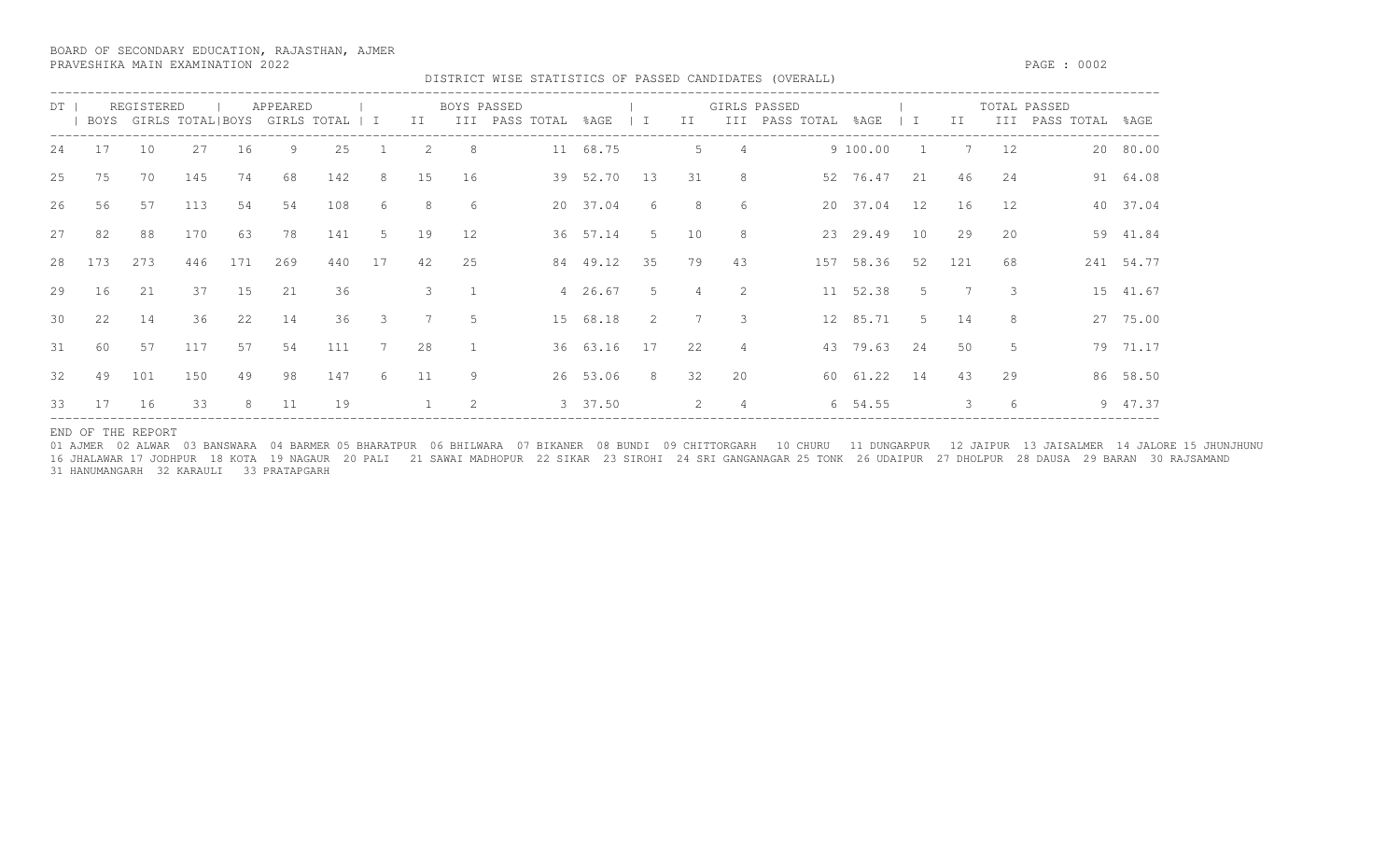BOARD OF SECONDARY EDUCATION, RAJASTHAN, AJMER

PRAVESHIKA MAIN EXAMINATION 2022

DISTRICT WISE STATISTICS OF PASSED CANDIDATES (OVERALL)

| DT | REGISTERED | | | APPEARED | | | BOYS PASSED | | | | | GIRLS PASSED | | | | | TOTAL PASSED | | | | |
|---|---|---|---|---|---|---|---|---|---|---|---|---|---|---|---|---|---|---|---|---|---|
| | BOYS | GIRLS | TOTAL | BOYS | GIRLS | TOTAL | I | II | III | PASS TOTAL | %AGE | I | II | III | PASS TOTAL | %AGE | I | II | III | PASS TOTAL | %AGE |
| 24 | 17 | 10 | 27 | 16 | 9 | 25 | 1 | 2 | 8 | 11 | 68.75 | | 5 | 4 | 9 | 100.00 | 1 | 7 | 12 | 20 | 80.00 |
| 25 | 75 | 70 | 145 | 74 | 68 | 142 | 8 | 15 | 16 | 39 | 52.70 | 13 | 31 | 8 | 52 | 76.47 | 21 | 46 | 24 | 91 | 64.08 |
| 26 | 56 | 57 | 113 | 54 | 54 | 108 | 6 | 8 | 6 | 20 | 37.04 | 6 | 8 | 6 | 20 | 37.04 | 12 | 16 | 12 | 40 | 37.04 |
| 27 | 82 | 88 | 170 | 63 | 78 | 141 | 5 | 19 | 12 | 36 | 57.14 | 5 | 10 | 8 | 23 | 29.49 | 10 | 29 | 20 | 59 | 41.84 |
| 28 | 173 | 273 | 446 | 171 | 269 | 440 | 17 | 42 | 25 | 84 | 49.12 | 35 | 79 | 43 | 157 | 58.36 | 52 | 121 | 68 | 241 | 54.77 |
| 29 | 16 | 21 | 37 | 15 | 21 | 36 | | 3 | 1 | 4 | 26.67 | 5 | 4 | 2 | 11 | 52.38 | 5 | 7 | 3 | 15 | 41.67 |
| 30 | 22 | 14 | 36 | 22 | 14 | 36 | 3 | 7 | 5 | 15 | 68.18 | 2 | 7 | 3 | 12 | 85.71 | 5 | 14 | 8 | 27 | 75.00 |
| 31 | 60 | 57 | 117 | 57 | 54 | 111 | 7 | 28 | 1 | 36 | 63.16 | 17 | 22 | 4 | 43 | 79.63 | 24 | 50 | 5 | 79 | 71.17 |
| 32 | 49 | 101 | 150 | 49 | 98 | 147 | 6 | 11 | 9 | 26 | 53.06 | 8 | 32 | 20 | 60 | 61.22 | 14 | 43 | 29 | 86 | 58.50 |
| 33 | 17 | 16 | 33 | 8 | 11 | 19 | | 1 | 2 | 3 | 37.50 | | 2 | 4 | 6 | 54.55 | | 3 | 6 | 9 | 47.37 |

END OF THE REPORT

01 AJMER 02 ALWAR 03 BANSWARA 04 BARMER 05 BHARATPUR 06 BHILWARA 07 BIKANER 08 BUNDI 09 CHITTORGARH 10 CHURU 11 DUNGARPUR 12 JAIPUR 13 JAISALMER 14 JALORE 15 JHUNJHUNU 16 JHALAWAR 17 JODHPUR 18 KOTA 19 NAGAUR 20 PALI 21 SAWAI MADHOPUR 22 SIKAR 23 SIROHI 24 SRI GANGANAGAR 25 TONK 26 UDAIPUR 27 DHOLPUR 28 DAUSA 29 BARAN 30 RAJSAMAND 31 HANUMANGARH 32 KARAULI 33 PRATAPGARH